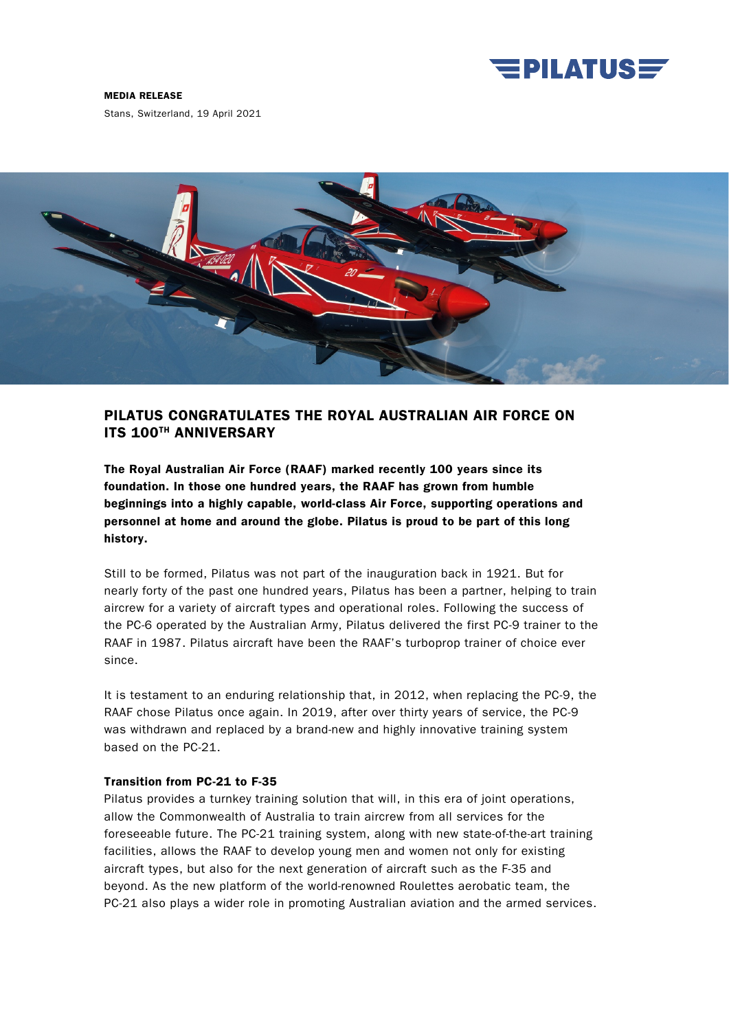**MEDIA RELEASE**

Stans, Switzerland, 19 April 2021

# PILATUS CONGRATULATES THE ROYAL AUSTRALIAN AIR FORCE ON ITS 100TH ANNIVERSARY

**The Royal Australian Air Force (RAAF) marked recently 100 years since its foundation. In those one hundred years, the RAAF has grown from humble beginnings into a highly capable, world-class Air Force, supporting operations and personnel at home and around the globe. Pilatus is proud to be part of this long history.**

Still to be formed, Pilatus was not part of the inauguration back in 1921. But for nearly forty of the past one hundred years, Pilatus has been a partner, helping to train aircrew for a variety of aircraft types and operational roles. Following the success of the PC-6 operated by the Australian Army, Pilatus delivered the first PC-9 trainer to the RAAF in 1987. Pilatus aircraft have been the RAAF's turboprop trainer of choice ever since.

It is testament to an enduring relationship that, in 2012, when replacing the PC-9, the RAAF chose Pilatus once again. In 2019, after over thirty years of service, the PC-9 was withdrawn and replaced by a brand-new and highly innovative training system based on the PC-21.

**Transition from PC-21 to F-35**

Pilatus provides a turnkey training solution that will, in this era of joint operations, allow the Commonwealth of Australia to train aircrew from all services for the foreseeable future. The PC-21 training system, along with new state-of-the-art training facilities, allows the RAAF to develop young men and women not only for existing aircraft types, but also for the next generation of aircraft such as the F-35 and beyond. As the new platform of the world-renowned Roulettes aerobatic team, the PC-21 also plays a wider role in promoting Australian aviation and the armed services.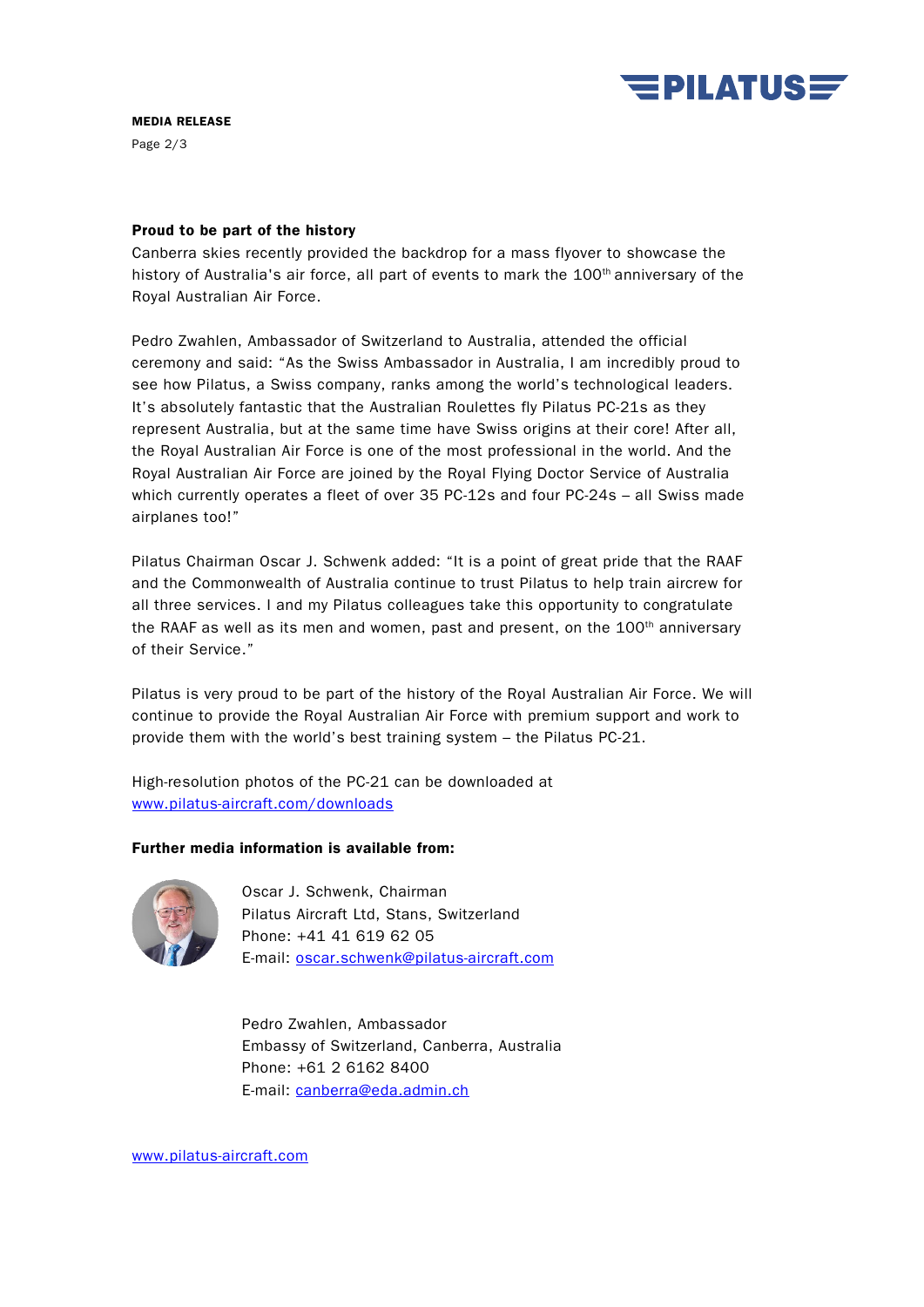**MEDIA RELEASE**

**Proud to be part of the history**

Canberra skies recently provided the backdrop for a mass flyover to showcase the history of Australia's air force, all part of events to mark the 100th anniversary of the Royal Australian Air Force.

Pedro Zwahlen, Ambassador of Switzerland to Australia, attended the official ceremony and said: "As the Swiss Ambassador in Australia, I am incredibly proud to see how Pilatus, a Swiss company, ranks among the world's technological leaders. It's absolutely fantastic that the Australian Roulettes fly Pilatus PC-21s as they represent Australia, but at the same time have Swiss origins at their core! After all, the Royal Australian Air Force is one of the most professional in the world. And the Royal Australian Air Force are joined by the Royal Flying Doctor Service of Australia which currently operates a fleet of over 35 PC-12s and four PC-24s – all Swiss made airplanes too!"

Pilatus Chairman Oscar J. Schwenk added: "It is a point of great pride that the RAAF and the Commonwealth of Australia continue to trust Pilatus to help train aircrew for all three services. I and my Pilatus colleagues take this opportunity to congratulate the RAAF as well as its men and women, past and present, on the 100th anniversary of their Service."

Pilatus is very proud to be part of the history of the Royal Australian Air Force. We will continue to provide the Royal Australian Air Force with premium support and work to provide them with the world's best training system – the Pilatus PC-21.

High-resolution photos of the PC-21 can be downloaded at
www.pilatus-aircraft.com/downloads

**Further media information is available from:**

Oscar J. Schwenk, Chairman
Pilatus Aircraft Ltd, Stans, Switzerland
Phone: +41 41 619 62 05
E-mail: oscar.schwenk@pilatus-aircraft.com

Pedro Zwahlen, Ambassador
Embassy of Switzerland, Canberra, Australia
Phone: +61 2 6162 8400
E-mail: canberra@eda.admin.ch

www.pilatus-aircraft.com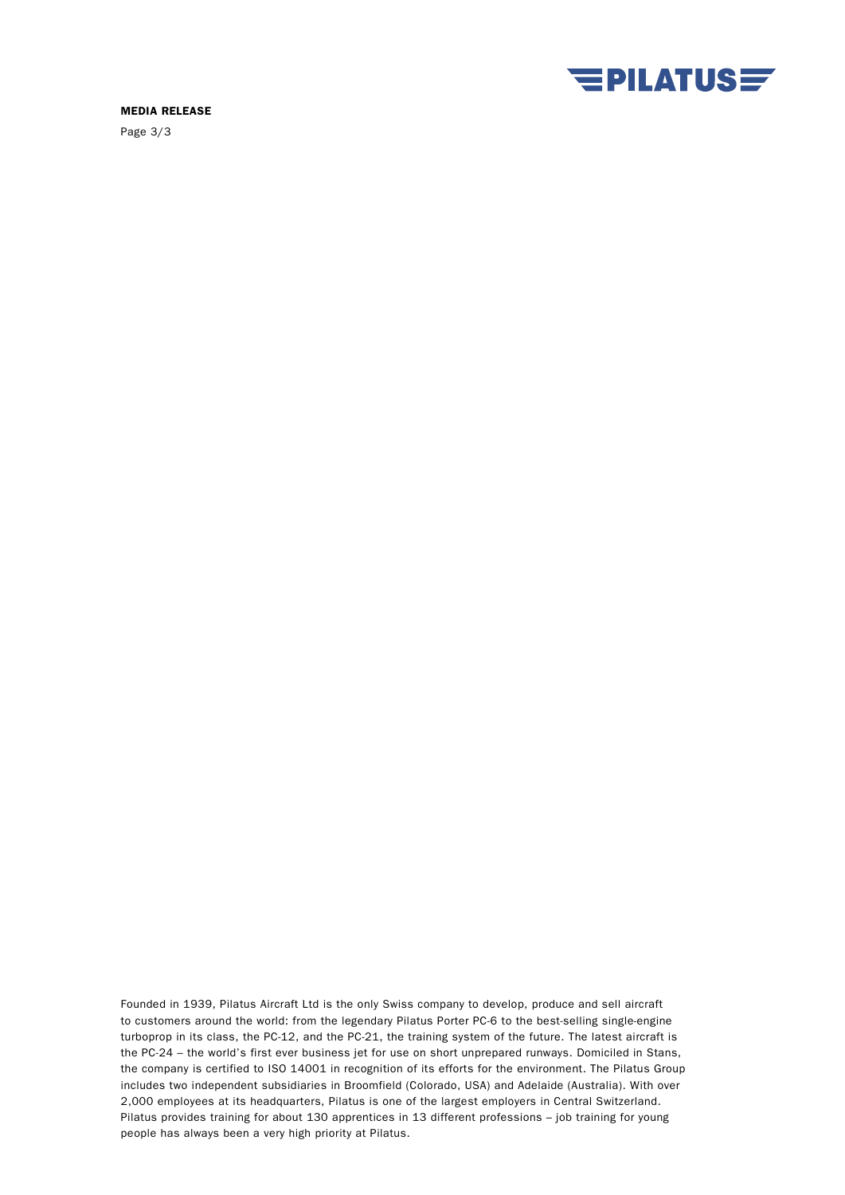Founded in 1939, Pilatus Aircraft Ltd is the only Swiss company to develop, produce and sell aircraft to customers around the world: from the legendary Pilatus Porter PC-6 to the best-selling single-engine turboprop in its class, the PC-12, and the PC-21, the training system of the future. The latest aircraft is the PC-24 – the world's first ever business jet for use on short unprepared runways. Domiciled in Stans, the company is certified to ISO 14001 in recognition of its efforts for the environment. The Pilatus Group includes two independent subsidiaries in Broomfield (Colorado, USA) and Adelaide (Australia). With over 2,000 employees at its headquarters, Pilatus is one of the largest employers in Central Switzerland. Pilatus provides training for about 130 apprentices in 13 different professions – job training for young people has always been a very high priority at Pilatus.